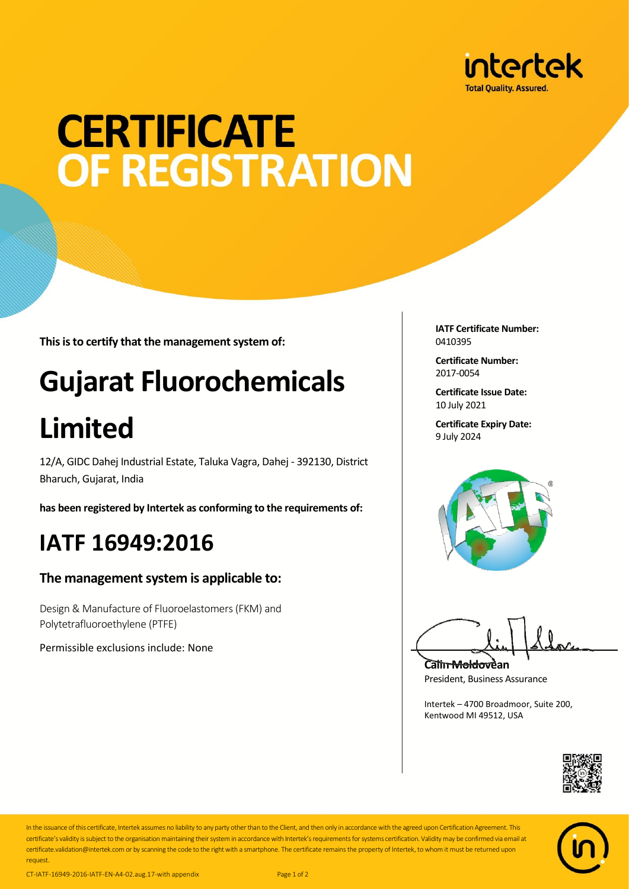intertek
Total Quality. Assured.

# CERTIFICATE OF REGISTRATION

**This is to certify that the management system of:**

# Gujarat Fluorochemicals Limited

12/A, GIDC Dahej Industrial Estate, Taluka Vagra, Dahej - 392130, District Bharuch, Gujarat, India

**has been registered by Intertek as conforming to the requirements of:**

## IATF 16949:2016

### The management system is applicable to:

Design & Manufacture of Fluoroelastomers (FKM) and Polytetrafluoroethylene (PTFE)

Permissible exclusions include: None

**IATF Certificate Number:**
0410395

**Certificate Number:**
2017-0054

**Certificate Issue Date:**
10 July 2021

**Certificate Expiry Date:**
9 July 2024

**Calin Moldovean**
President, Business Assurance

Intertek – 4700 Broadmoor, Suite 200, Kentwood MI 49512, USA

In the issuance of this certificate, Intertek assumes no liability to any party other than to the Client, and then only in accordance with the agreed upon Certification Agreement. This certificate's validity is subject to the organisation maintaining their system in accordance with Intertek's requirements for systems certification. Validity may be confirmed via email at certificate.validation@intertek.com or by scanning the code to the right with a smartphone. The certificate remains the property of Intertek, to whom it must be returned upon request.

CT-IATF-16949-2016-IATF-EN-A4-02.aug.17-with appendix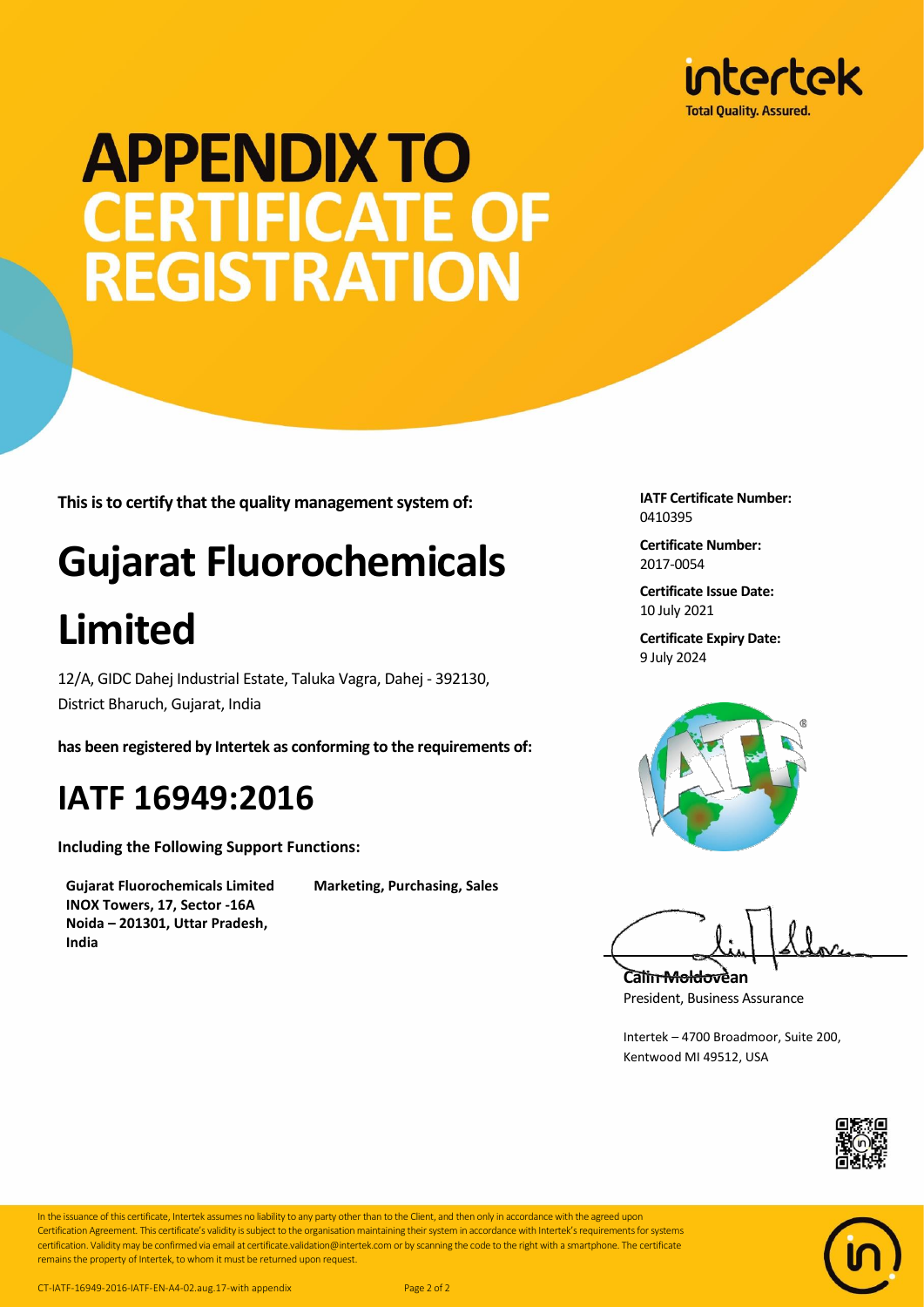intertek
Total Quality. Assured.

# APPENDIX TO CERTIFICATE OF REGISTRATION

**This is to certify that the quality management system of:**

# Gujarat Fluorochemicals Limited

12/A, GIDC Dahej Industrial Estate, Taluka Vagra, Dahej - 392130, District Bharuch, Gujarat, India

**has been registered by Intertek as conforming to the requirements of:**

## IATF 16949:2016

**Including the Following Support Functions:**

| | |
|---|---|
| **Gujarat Fluorochemicals Limited INOX Towers, 17, Sector -16A Noida – 201301, Uttar Pradesh, India** | **Marketing, Purchasing, Sales** |

**IATF Certificate Number:**
0410395

**Certificate Number:**
2017-0054

**Certificate Issue Date:**
10 July 2021

**Certificate Expiry Date:**
9 July 2024

**Calin Moldovean**
President, Business Assurance

Intertek – 4700 Broadmoor, Suite 200, Kentwood MI 49512, USA

In the issuance of this certificate, Intertek assumes no liability to any party other than to the Client, and then only in accordance with the agreed upon Certification Agreement. This certificate's validity is subject to the organisation maintaining their system in accordance with Intertek's requirements for systems certification. Validity may be confirmed via email at certificate.validation@intertek.com or by scanning the code to the right with a smartphone. The certificate remains the property of Intertek, to whom it must be returned upon request.

CT-IATF-16949-2016-IATF-EN-A4-02.aug.17-with appendix